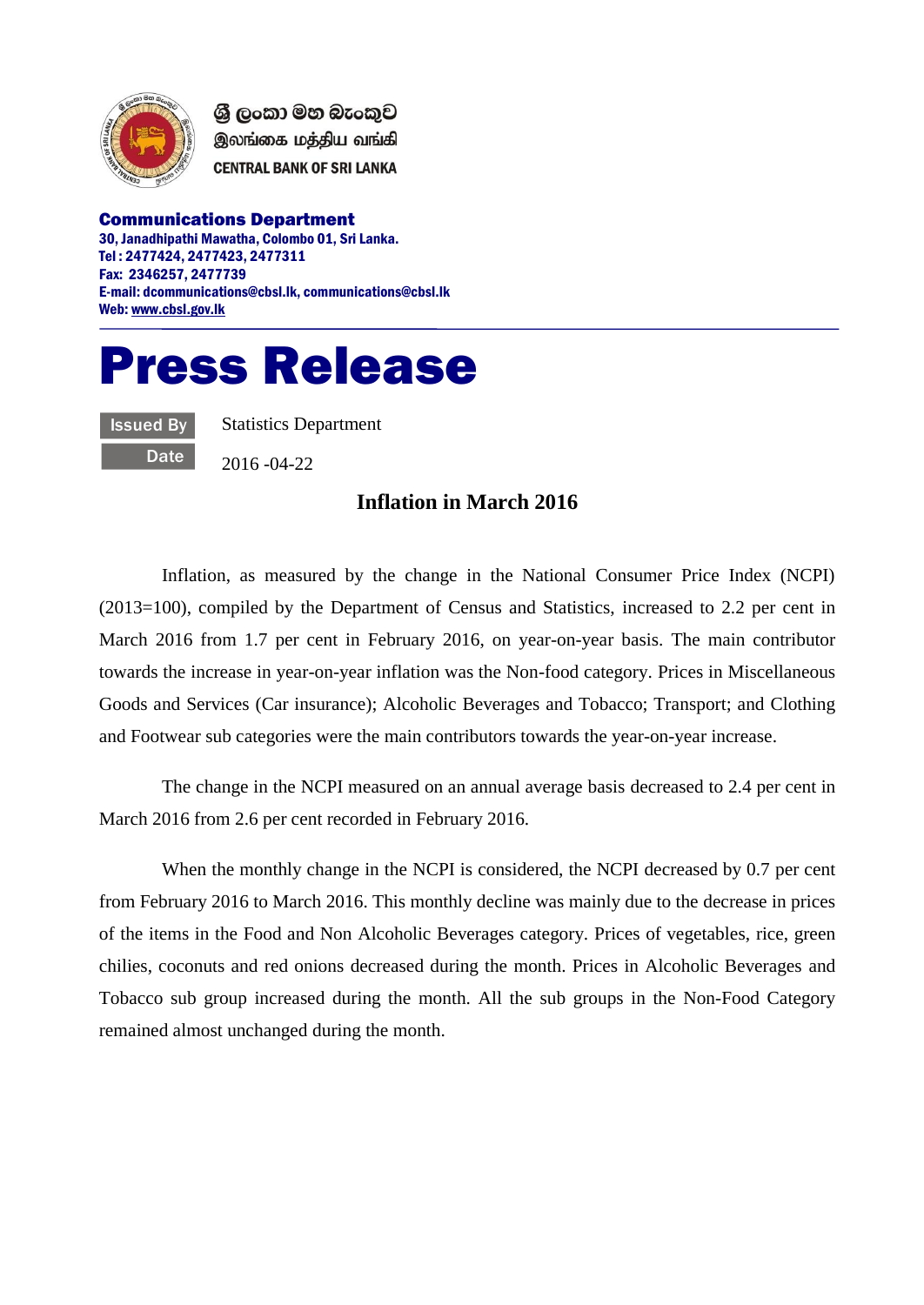ශ්‍රී ලංකා මහ බැංකුව
இலங்கை மத்திய வங்கி
CENTRAL BANK OF SRI LANKA

**Communications Department**
30, Janadhipathi Mawatha, Colombo 01, Sri Lanka.
Tel : 2477424, 2477423, 2477311
Fax: 2346257, 2477739
E-mail: dcommunications@cbsl.lk, communications@cbsl.lk
Web: www.cbsl.gov.lk

# Press Release

| | |
|---|---|
| Issued By | Statistics Department |
| Date | 2016 -04-22 |

## Inflation in March 2016

Inflation, as measured by the change in the National Consumer Price Index (NCPI) (2013=100), compiled by the Department of Census and Statistics, increased to 2.2 per cent in March 2016 from 1.7 per cent in February 2016, on year-on-year basis. The main contributor towards the increase in year-on-year inflation was the Non-food category. Prices in Miscellaneous Goods and Services (Car insurance); Alcoholic Beverages and Tobacco; Transport; and Clothing and Footwear sub categories were the main contributors towards the year-on-year increase.

The change in the NCPI measured on an annual average basis decreased to 2.4 per cent in March 2016 from 2.6 per cent recorded in February 2016.

When the monthly change in the NCPI is considered, the NCPI decreased by 0.7 per cent from February 2016 to March 2016. This monthly decline was mainly due to the decrease in prices of the items in the Food and Non Alcoholic Beverages category. Prices of vegetables, rice, green chilies, coconuts and red onions decreased during the month. Prices in Alcoholic Beverages and Tobacco sub group increased during the month. All the sub groups in the Non-Food Category remained almost unchanged during the month.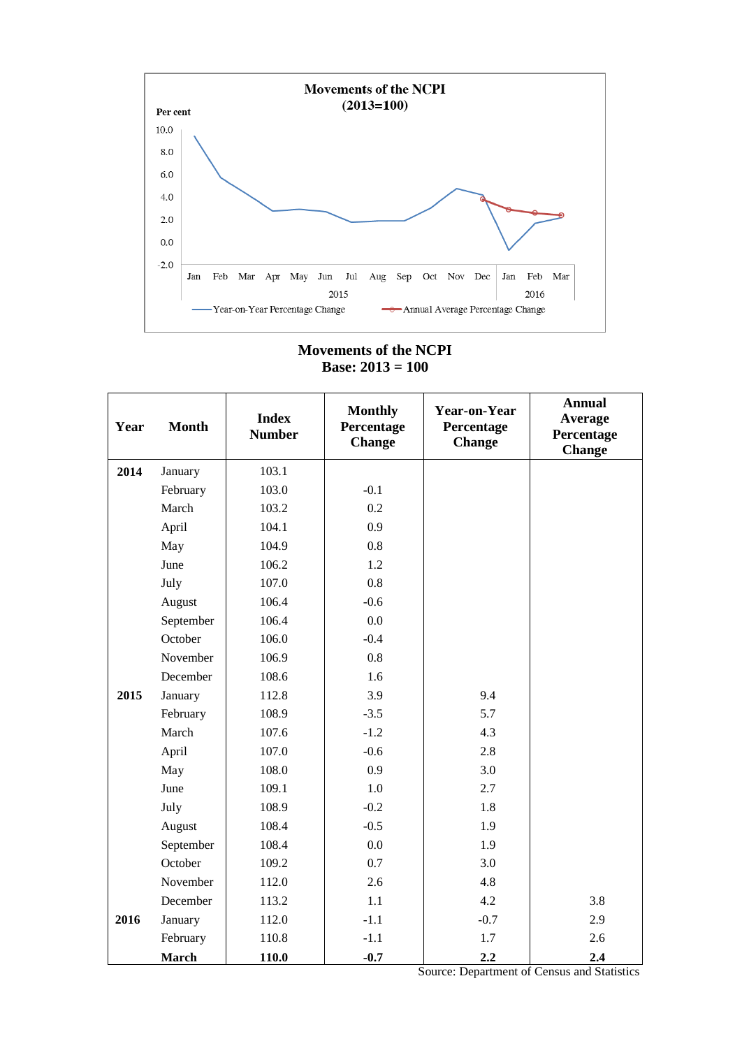Movements of the NCPI
(2013=100)

Per cent

10.0
8.0
6.0
4.0
2.0
0.0
-2.0

Jan Feb Mar Apr May Jun Jul Aug Sep Oct Nov Dec Jan Feb Mar

2015 2016

Year-on-Year Percentage Change
Annual Average Percentage Change

**Movements of the NCPI**
**Base: 2013 = 100**

| Year | Month | Index Number | Monthly Percentage Change | Year-on-Year Percentage Change | Annual Average Percentage Change |
|---|---|---|---|---|---|
| **2014** | January | 103.1 | | | |
| | February | 103.0 | -0.1 | | |
| | March | 103.2 | 0.2 | | |
| | April | 104.1 | 0.9 | | |
| | May | 104.9 | 0.8 | | |
| | June | 106.2 | 1.2 | | |
| | July | 107.0 | 0.8 | | |
| | August | 106.4 | -0.6 | | |
| | September | 106.4 | 0.0 | | |
| | October | 106.0 | -0.4 | | |
| | November | 106.9 | 0.8 | | |
| | December | 108.6 | 1.6 | | |
| **2015** | January | 112.8 | 3.9 | 9.4 | |
| | February | 108.9 | -3.5 | 5.7 | |
| | March | 107.6 | -1.2 | 4.3 | |
| | April | 107.0 | -0.6 | 2.8 | |
| | May | 108.0 | 0.9 | 3.0 | |
| | June | 109.1 | 1.0 | 2.7 | |
| | July | 108.9 | -0.2 | 1.8 | |
| | August | 108.4 | -0.5 | 1.9 | |
| | September | 108.4 | 0.0 | 1.9 | |
| | October | 109.2 | 0.7 | 3.0 | |
| | November | 112.0 | 2.6 | 4.8 | |
| | December | 113.2 | 1.1 | 4.2 | 3.8 |
| **2016** | January | 112.0 | -1.1 | -0.7 | 2.9 |
| | February | 110.8 | -1.1 | 1.7 | 2.6 |
| | **March** | **110.0** | **-0.7** | **2.2** | **2.4** |

Source: Department of Census and Statistics